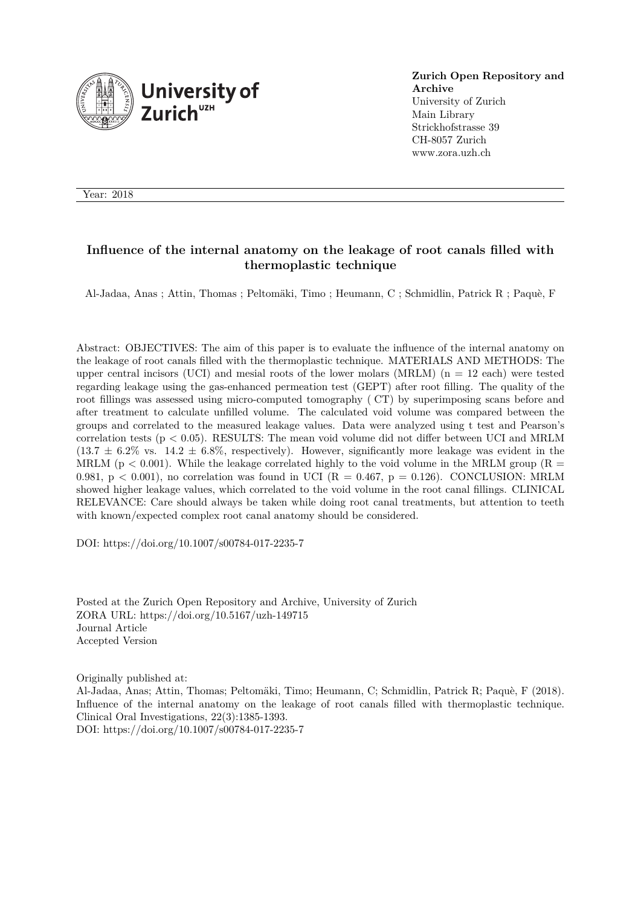**Zurich Open Repository and Archive**
University of Zurich
Main Library
Strickhofstrasse 39
CH-8057 Zurich
www.zora.uzh.ch

Year: 2018

# Influence of the internal anatomy on the leakage of root canals filled with thermoplastic technique

Al-Jadaa, Anas ; Attin, Thomas ; Peltomäki, Timo ; Heumann, C ; Schmidlin, Patrick R ; Paquè, F

Abstract: OBJECTIVES: The aim of this paper is to evaluate the influence of the internal anatomy on the leakage of root canals filled with the thermoplastic technique. MATERIALS AND METHODS: The upper central incisors (UCI) and mesial roots of the lower molars (MRLM) ($n = 12$ each) were tested regarding leakage using the gas-enhanced permeation test (GEPT) after root filling. The quality of the root fillings was assessed using micro-computed tomography ( CT) by superimposing scans before and after treatment to calculate unfilled volume. The calculated void volume was compared between the groups and correlated to the measured leakage values. Data were analyzed using t test and Pearson's correlation tests ($p < 0.05$). RESULTS: The mean void volume did not differ between UCI and MRLM ($13.7 \pm 6.2\%$ vs. $14.2 \pm 6.8\%$, respectively). However, significantly more leakage was evident in the MRLM ($p < 0.001$). While the leakage correlated highly to the void volume in the MRLM group ($R = 0.981$, $p < 0.001$), no correlation was found in UCI ($R = 0.467$, $p = 0.126$). CONCLUSION: MRLM showed higher leakage values, which correlated to the void volume in the root canal fillings. CLINICAL RELEVANCE: Care should always be taken while doing root canal treatments, but attention to teeth with known/expected complex root canal anatomy should be considered.

DOI: https://doi.org/10.1007/s00784-017-2235-7

Posted at the Zurich Open Repository and Archive, University of Zurich
ZORA URL: https://doi.org/10.5167/uzh-149715
Journal Article
Accepted Version

Originally published at:
Al-Jadaa, Anas; Attin, Thomas; Peltomäki, Timo; Heumann, C; Schmidlin, Patrick R; Paquè, F (2018). Influence of the internal anatomy on the leakage of root canals filled with thermoplastic technique. Clinical Oral Investigations, 22(3):1385-1393.
DOI: https://doi.org/10.1007/s00784-017-2235-7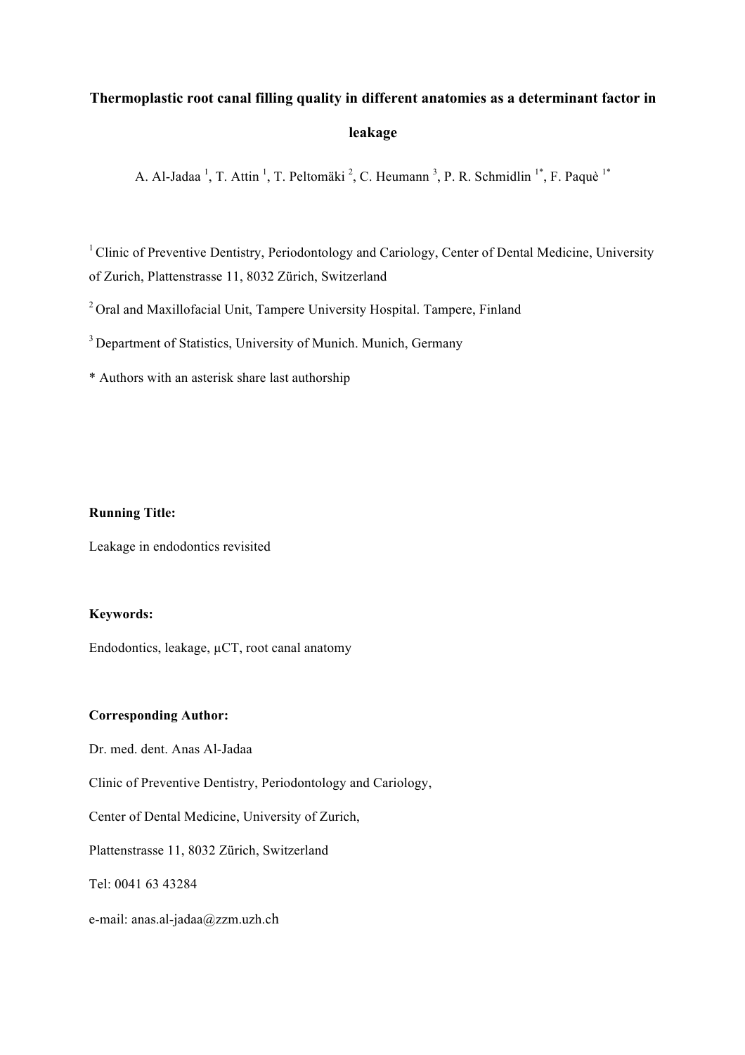# Thermoplastic root canal filling quality in different anatomies as a determinant factor in leakage

A. Al-Jadaa [1], T. Attin [1], T. Peltomäki [2], C. Heumann [3], P. R. Schmidlin [1*], F. Paquè [1*]

[1] Clinic of Preventive Dentistry, Periodontology and Cariology, Center of Dental Medicine, University of Zurich, Plattenstrasse 11, 8032 Zürich, Switzerland

[2] Oral and Maxillofacial Unit, Tampere University Hospital. Tampere, Finland

[3] Department of Statistics, University of Munich. Munich, Germany

* Authors with an asterisk share last authorship

**Running Title:**

Leakage in endodontics revisited

**Keywords:**

Endodontics, leakage, µCT, root canal anatomy

**Corresponding Author:**

Dr. med. dent. Anas Al-Jadaa

Clinic of Preventive Dentistry, Periodontology and Cariology,

Center of Dental Medicine, University of Zurich,

Plattenstrasse 11, 8032 Zürich, Switzerland

Tel: 0041 63 43284

e-mail: anas.al-jadaa@zzm.uzh.ch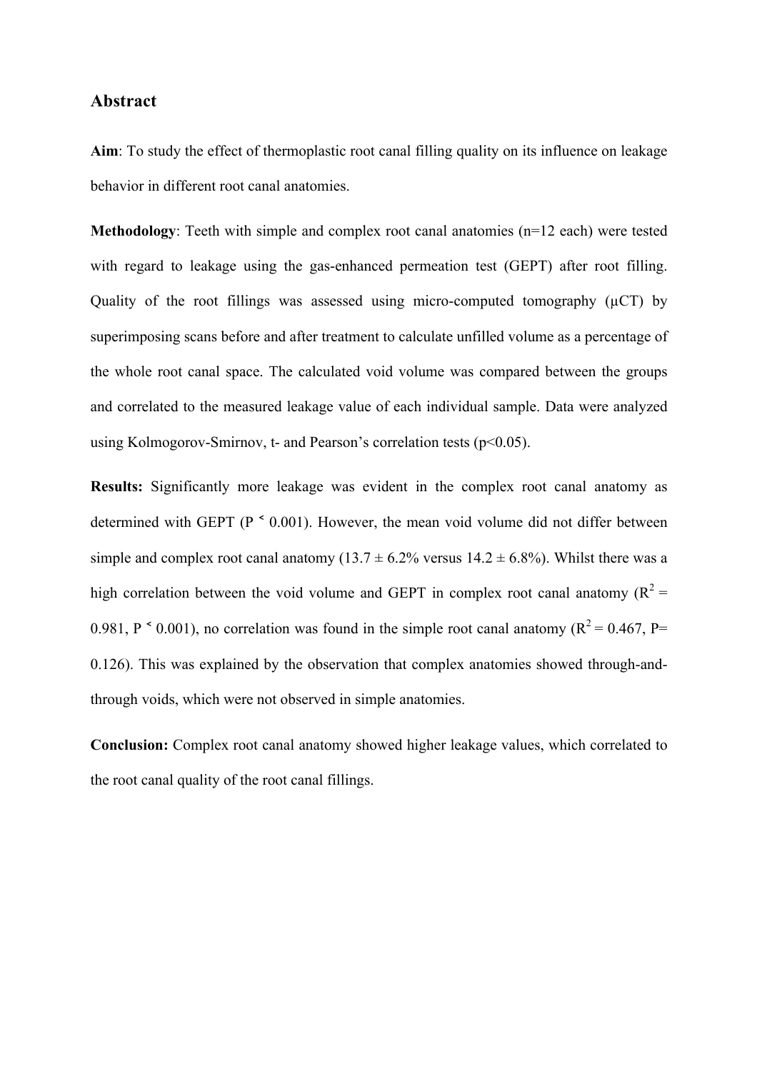## Abstract

**Aim**: To study the effect of thermoplastic root canal filling quality on its influence on leakage behavior in different root canal anatomies.

**Methodology**: Teeth with simple and complex root canal anatomies (n=12 each) were tested with regard to leakage using the gas-enhanced permeation test (GEPT) after root filling. Quality of the root fillings was assessed using micro-computed tomography (μCT) by superimposing scans before and after treatment to calculate unfilled volume as a percentage of the whole root canal space. The calculated void volume was compared between the groups and correlated to the measured leakage value of each individual sample. Data were analyzed using Kolmogorov-Smirnov, t- and Pearson's correlation tests ($p<0.05$).

**Results:** Significantly more leakage was evident in the complex root canal anatomy as determined with GEPT ($P < 0.001$). However, the mean void volume did not differ between simple and complex root canal anatomy (13.7 ± 6.2% versus 14.2 ± 6.8%). Whilst there was a high correlation between the void volume and GEPT in complex root canal anatomy ($R^2 = 0.981$, $P < 0.001$), no correlation was found in the simple root canal anatomy ($R^2 = 0.467$, $P = 0.126$). This was explained by the observation that complex anatomies showed through-and-through voids, which were not observed in simple anatomies.

**Conclusion:** Complex root canal anatomy showed higher leakage values, which correlated to the root canal quality of the root canal fillings.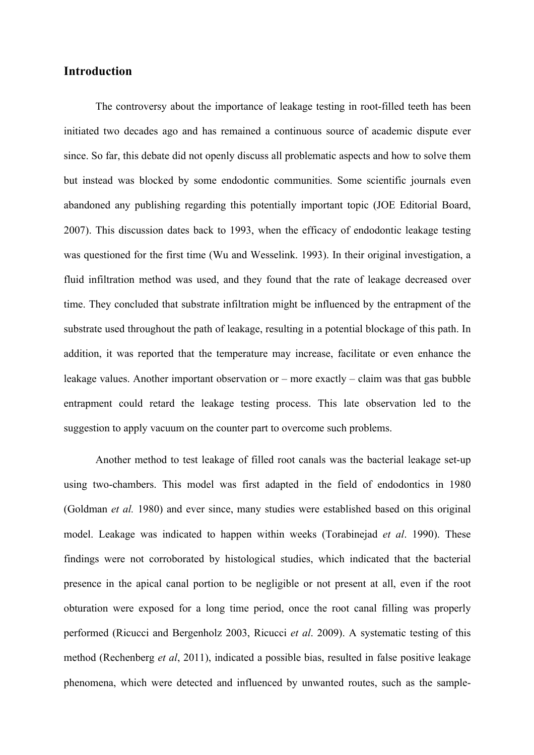## Introduction

The controversy about the importance of leakage testing in root-filled teeth has been initiated two decades ago and has remained a continuous source of academic dispute ever since. So far, this debate did not openly discuss all problematic aspects and how to solve them but instead was blocked by some endodontic communities. Some scientific journals even abandoned any publishing regarding this potentially important topic (JOE Editorial Board, 2007). This discussion dates back to 1993, when the efficacy of endodontic leakage testing was questioned for the first time (Wu and Wesselink. 1993). In their original investigation, a fluid infiltration method was used, and they found that the rate of leakage decreased over time. They concluded that substrate infiltration might be influenced by the entrapment of the substrate used throughout the path of leakage, resulting in a potential blockage of this path. In addition, it was reported that the temperature may increase, facilitate or even enhance the leakage values. Another important observation or – more exactly – claim was that gas bubble entrapment could retard the leakage testing process. This late observation led to the suggestion to apply vacuum on the counter part to overcome such problems.

Another method to test leakage of filled root canals was the bacterial leakage set-up using two-chambers. This model was first adapted in the field of endodontics in 1980 (Goldman *et al.* 1980) and ever since, many studies were established based on this original model. Leakage was indicated to happen within weeks (Torabinejad *et al*. 1990). These findings were not corroborated by histological studies, which indicated that the bacterial presence in the apical canal portion to be negligible or not present at all, even if the root obturation were exposed for a long time period, once the root canal filling was properly performed (Ricucci and Bergenholz 2003, Ricucci *et al*. 2009). A systematic testing of this method (Rechenberg *et al*, 2011), indicated a possible bias, resulted in false positive leakage phenomena, which were detected and influenced by unwanted routes, such as the sample-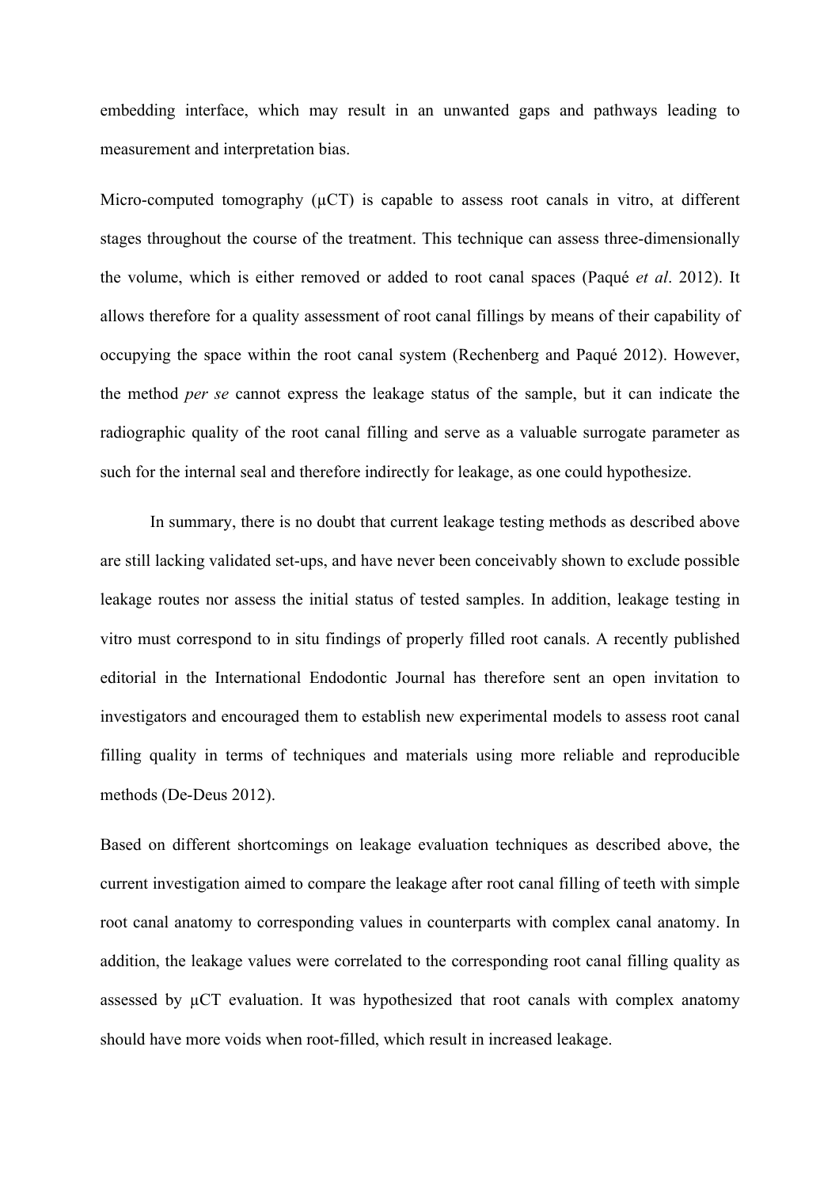embedding interface, which may result in an unwanted gaps and pathways leading to measurement and interpretation bias.

Micro-computed tomography (µCT) is capable to assess root canals in vitro, at different stages throughout the course of the treatment. This technique can assess three-dimensionally the volume, which is either removed or added to root canal spaces (Paqué *et al*. 2012). It allows therefore for a quality assessment of root canal fillings by means of their capability of occupying the space within the root canal system (Rechenberg and Paqué 2012). However, the method *per se* cannot express the leakage status of the sample, but it can indicate the radiographic quality of the root canal filling and serve as a valuable surrogate parameter as such for the internal seal and therefore indirectly for leakage, as one could hypothesize.

In summary, there is no doubt that current leakage testing methods as described above are still lacking validated set-ups, and have never been conceivably shown to exclude possible leakage routes nor assess the initial status of tested samples. In addition, leakage testing in vitro must correspond to in situ findings of properly filled root canals. A recently published editorial in the International Endodontic Journal has therefore sent an open invitation to investigators and encouraged them to establish new experimental models to assess root canal filling quality in terms of techniques and materials using more reliable and reproducible methods (De-Deus 2012).

Based on different shortcomings on leakage evaluation techniques as described above, the current investigation aimed to compare the leakage after root canal filling of teeth with simple root canal anatomy to corresponding values in counterparts with complex canal anatomy. In addition, the leakage values were correlated to the corresponding root canal filling quality as assessed by µCT evaluation. It was hypothesized that root canals with complex anatomy should have more voids when root-filled, which result in increased leakage.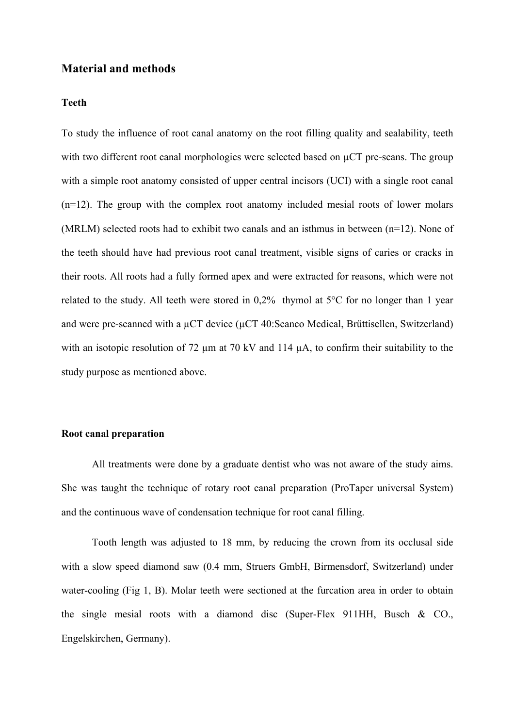## Material and methods

### Teeth

To study the influence of root canal anatomy on the root filling quality and sealability, teeth with two different root canal morphologies were selected based on µCT pre-scans. The group with a simple root anatomy consisted of upper central incisors (UCI) with a single root canal (n=12). The group with the complex root anatomy included mesial roots of lower molars (MRLM) selected roots had to exhibit two canals and an isthmus in between (n=12). None of the teeth should have had previous root canal treatment, visible signs of caries or cracks in their roots. All roots had a fully formed apex and were extracted for reasons, which were not related to the study. All teeth were stored in 0,2% thymol at 5°C for no longer than 1 year and were pre-scanned with a µCT device (µCT 40:Scanco Medical, Brüttisellen, Switzerland) with an isotopic resolution of 72 µm at 70 kV and 114 µA, to confirm their suitability to the study purpose as mentioned above.

### Root canal preparation

All treatments were done by a graduate dentist who was not aware of the study aims. She was taught the technique of rotary root canal preparation (ProTaper universal System) and the continuous wave of condensation technique for root canal filling.

Tooth length was adjusted to 18 mm, by reducing the crown from its occlusal side with a slow speed diamond saw (0.4 mm, Struers GmbH, Birmensdorf, Switzerland) under water-cooling (Fig 1, B). Molar teeth were sectioned at the furcation area in order to obtain the single mesial roots with a diamond disc (Super-Flex 911HH, Busch & CO., Engelskirchen, Germany).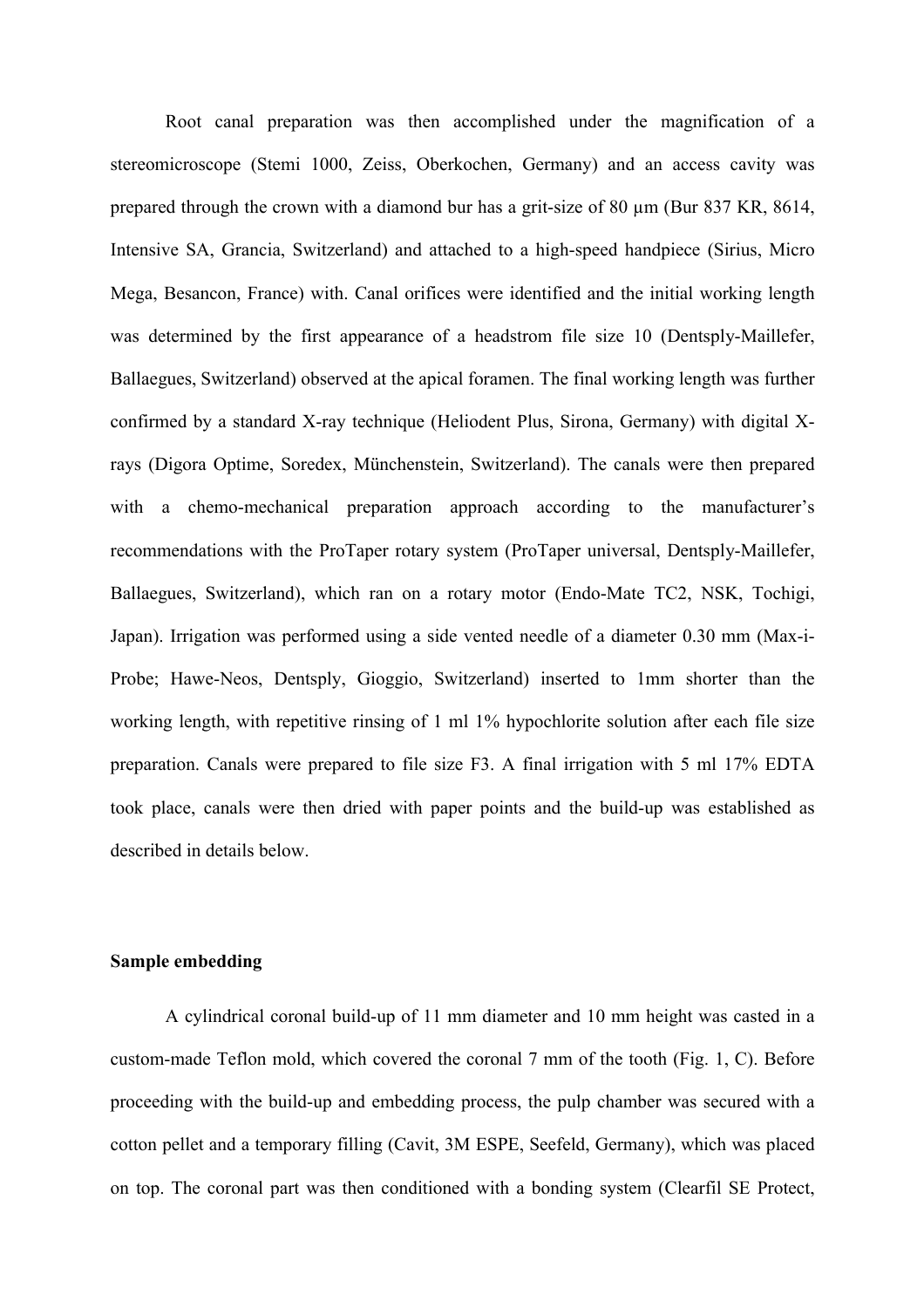Root canal preparation was then accomplished under the magnification of a stereomicroscope (Stemi 1000, Zeiss, Oberkochen, Germany) and an access cavity was prepared through the crown with a diamond bur has a grit-size of 80 µm (Bur 837 KR, 8614, Intensive SA, Grancia, Switzerland) and attached to a high-speed handpiece (Sirius, Micro Mega, Besancon, France) with. Canal orifices were identified and the initial working length was determined by the first appearance of a headstrom file size 10 (Dentsply-Maillefer, Ballaegues, Switzerland) observed at the apical foramen. The final working length was further confirmed by a standard X-ray technique (Heliodent Plus, Sirona, Germany) with digital X-rays (Digora Optime, Soredex, Münchenstein, Switzerland). The canals were then prepared with a chemo-mechanical preparation approach according to the manufacturer's recommendations with the ProTaper rotary system (ProTaper universal, Dentsply-Maillefer, Ballaegues, Switzerland), which ran on a rotary motor (Endo-Mate TC2, NSK, Tochigi, Japan). Irrigation was performed using a side vented needle of a diameter 0.30 mm (Max-i-Probe; Hawe-Neos, Dentsply, Gioggio, Switzerland) inserted to 1mm shorter than the working length, with repetitive rinsing of 1 ml 1% hypochlorite solution after each file size preparation. Canals were prepared to file size F3. A final irrigation with 5 ml 17% EDTA took place, canals were then dried with paper points and the build-up was established as described in details below.

**Sample embedding**

A cylindrical coronal build-up of 11 mm diameter and 10 mm height was casted in a custom-made Teflon mold, which covered the coronal 7 mm of the tooth (Fig. 1, C). Before proceeding with the build-up and embedding process, the pulp chamber was secured with a cotton pellet and a temporary filling (Cavit, 3M ESPE, Seefeld, Germany), which was placed on top. The coronal part was then conditioned with a bonding system (Clearfil SE Protect,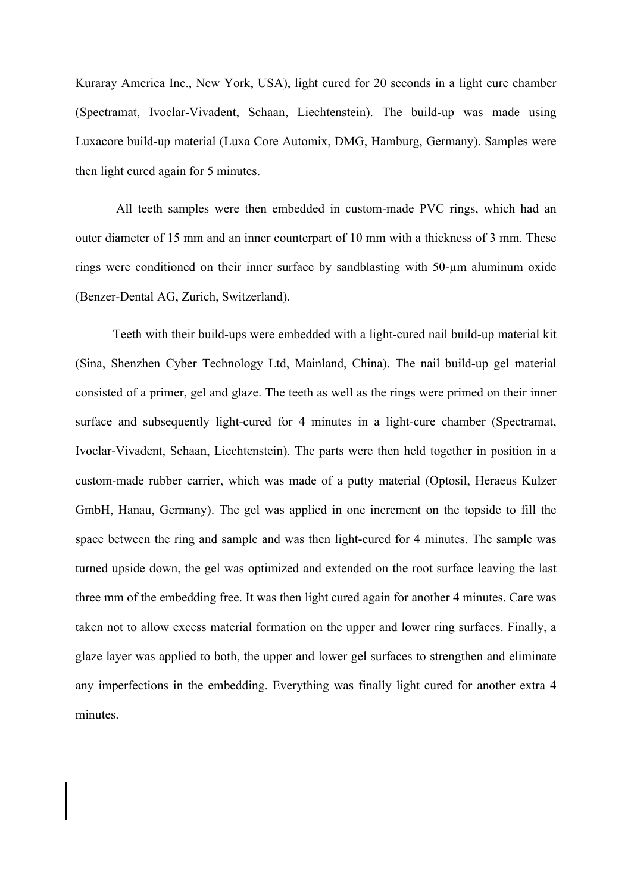Kuraray America Inc., New York, USA), light cured for 20 seconds in a light cure chamber (Spectramat, Ivoclar-Vivadent, Schaan, Liechtenstein). The build-up was made using Luxacore build-up material (Luxa Core Automix, DMG, Hamburg, Germany). Samples were then light cured again for 5 minutes.

All teeth samples were then embedded in custom-made PVC rings, which had an outer diameter of 15 mm and an inner counterpart of 10 mm with a thickness of 3 mm. These rings were conditioned on their inner surface by sandblasting with 50-µm aluminum oxide (Benzer-Dental AG, Zurich, Switzerland).

Teeth with their build-ups were embedded with a light-cured nail build-up material kit (Sina, Shenzhen Cyber Technology Ltd, Mainland, China). The nail build-up gel material consisted of a primer, gel and glaze. The teeth as well as the rings were primed on their inner surface and subsequently light-cured for 4 minutes in a light-cure chamber (Spectramat, Ivoclar-Vivadent, Schaan, Liechtenstein). The parts were then held together in position in a custom-made rubber carrier, which was made of a putty material (Optosil, Heraeus Kulzer GmbH, Hanau, Germany). The gel was applied in one increment on the topside to fill the space between the ring and sample and was then light-cured for 4 minutes. The sample was turned upside down, the gel was optimized and extended on the root surface leaving the last three mm of the embedding free. It was then light cured again for another 4 minutes. Care was taken not to allow excess material formation on the upper and lower ring surfaces. Finally, a glaze layer was applied to both, the upper and lower gel surfaces to strengthen and eliminate any imperfections in the embedding. Everything was finally light cured for another extra 4 minutes.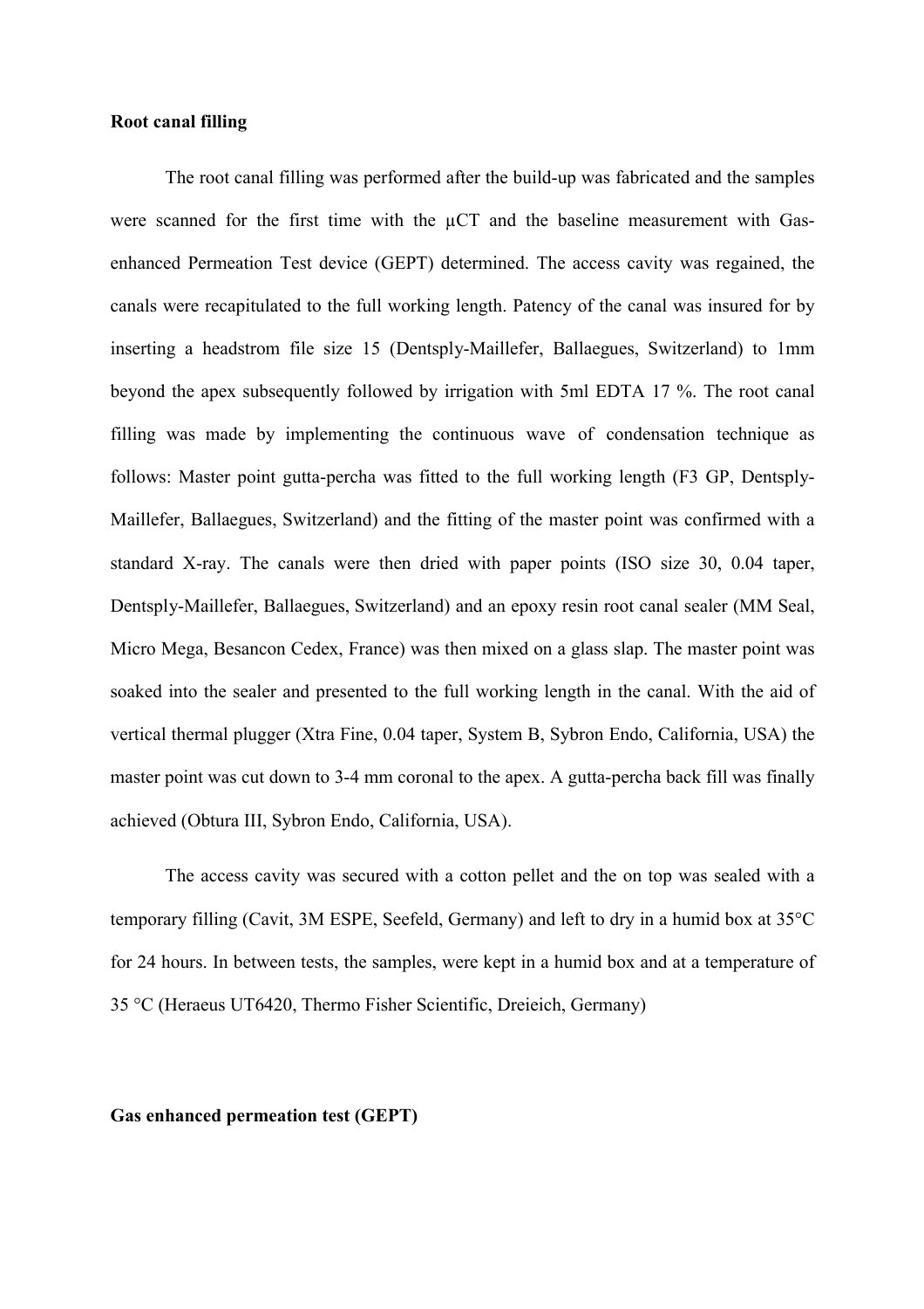**Root canal filling**

The root canal filling was performed after the build-up was fabricated and the samples were scanned for the first time with the µCT and the baseline measurement with Gas-enhanced Permeation Test device (GEPT) determined. The access cavity was regained, the canals were recapitulated to the full working length. Patency of the canal was insured for by inserting a headstrom file size 15 (Dentsply-Maillefer, Ballaegues, Switzerland) to 1mm beyond the apex subsequently followed by irrigation with 5ml EDTA 17 %. The root canal filling was made by implementing the continuous wave of condensation technique as follows: Master point gutta-percha was fitted to the full working length (F3 GP, Dentsply-Maillefer, Ballaegues, Switzerland) and the fitting of the master point was confirmed with a standard X-ray. The canals were then dried with paper points (ISO size 30, 0.04 taper, Dentsply-Maillefer, Ballaegues, Switzerland) and an epoxy resin root canal sealer (MM Seal, Micro Mega, Besancon Cedex, France) was then mixed on a glass slap. The master point was soaked into the sealer and presented to the full working length in the canal. With the aid of vertical thermal plugger (Xtra Fine, 0.04 taper, System B, Sybron Endo, California, USA) the master point was cut down to 3-4 mm coronal to the apex. A gutta-percha back fill was finally achieved (Obtura III, Sybron Endo, California, USA).

The access cavity was secured with a cotton pellet and the on top was sealed with a temporary filling (Cavit, 3M ESPE, Seefeld, Germany) and left to dry in a humid box at 35°C for 24 hours. In between tests, the samples, were kept in a humid box and at a temperature of 35 °C (Heraeus UT6420, Thermo Fisher Scientific, Dreieich, Germany)

**Gas enhanced permeation test (GEPT)**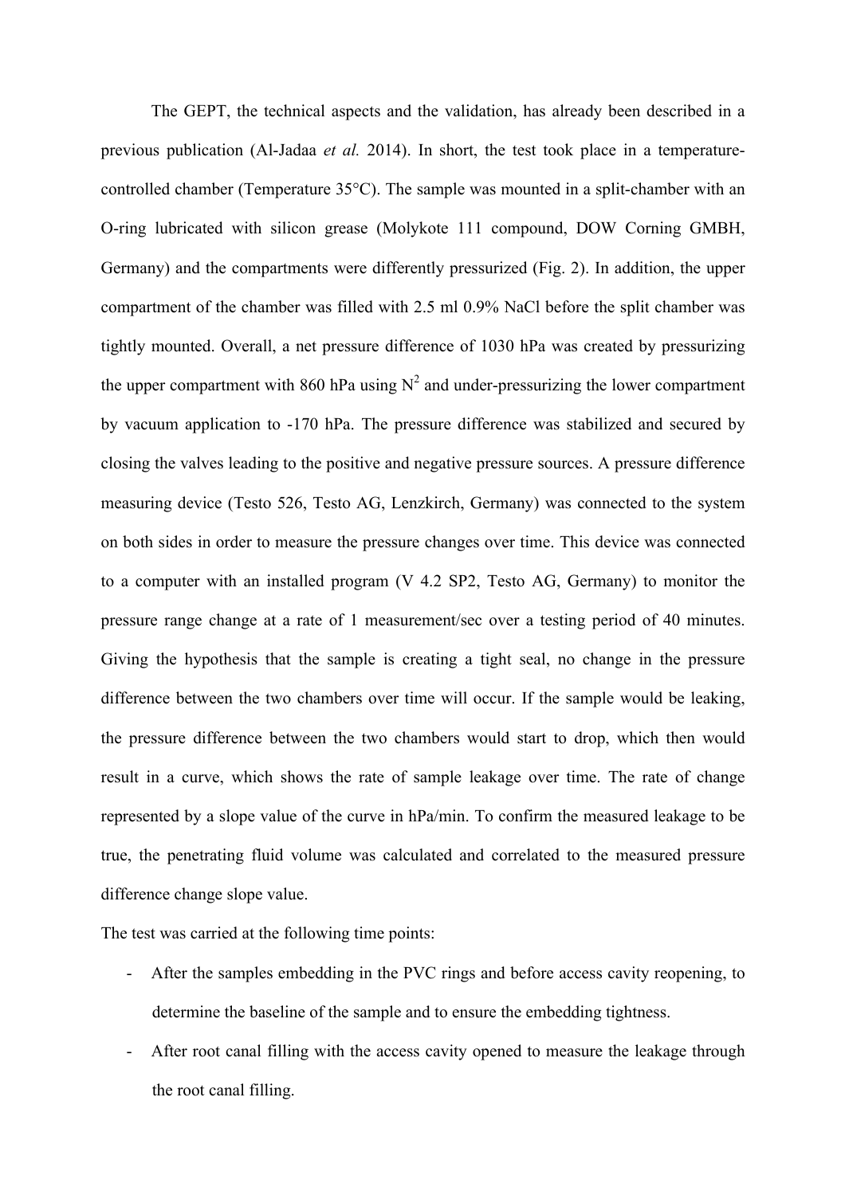The GEPT, the technical aspects and the validation, has already been described in a previous publication (Al-Jadaa *et al.* 2014). In short, the test took place in a temperature-controlled chamber (Temperature 35°C). The sample was mounted in a split-chamber with an O-ring lubricated with silicon grease (Molykote 111 compound, DOW Corning GMBH, Germany) and the compartments were differently pressurized (Fig. 2). In addition, the upper compartment of the chamber was filled with 2.5 ml 0.9% NaCl before the split chamber was tightly mounted. Overall, a net pressure difference of 1030 hPa was created by pressurizing the upper compartment with 860 hPa using $N^2$ and under-pressurizing the lower compartment by vacuum application to -170 hPa. The pressure difference was stabilized and secured by closing the valves leading to the positive and negative pressure sources. A pressure difference measuring device (Testo 526, Testo AG, Lenzkirch, Germany) was connected to the system on both sides in order to measure the pressure changes over time. This device was connected to a computer with an installed program (V 4.2 SP2, Testo AG, Germany) to monitor the pressure range change at a rate of 1 measurement/sec over a testing period of 40 minutes. Giving the hypothesis that the sample is creating a tight seal, no change in the pressure difference between the two chambers over time will occur. If the sample would be leaking, the pressure difference between the two chambers would start to drop, which then would result in a curve, which shows the rate of sample leakage over time. The rate of change represented by a slope value of the curve in hPa/min. To confirm the measured leakage to be true, the penetrating fluid volume was calculated and correlated to the measured pressure difference change slope value.

The test was carried at the following time points:

- After the samples embedding in the PVC rings and before access cavity reopening, to determine the baseline of the sample and to ensure the embedding tightness.
- After root canal filling with the access cavity opened to measure the leakage through the root canal filling.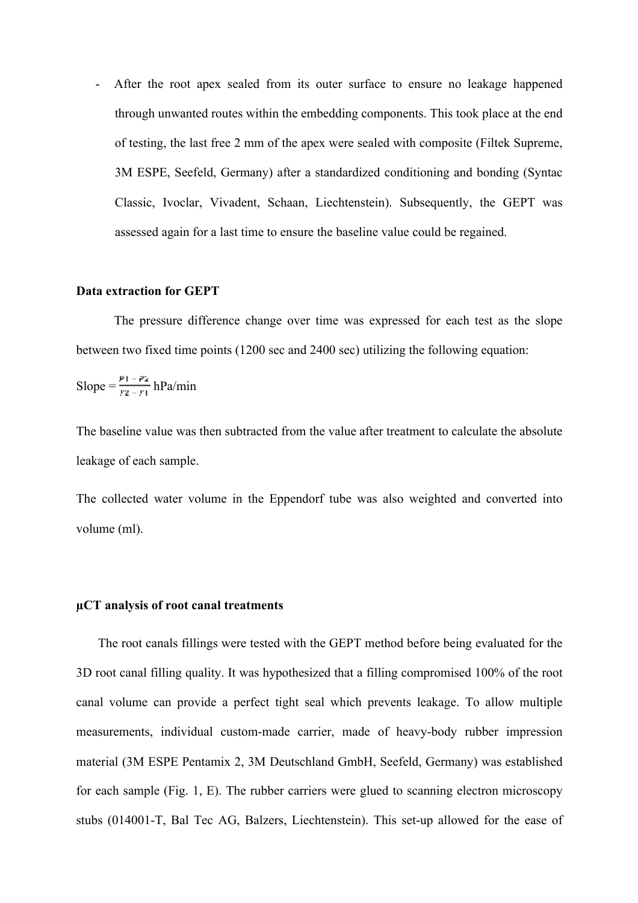- After the root apex sealed from its outer surface to ensure no leakage happened through unwanted routes within the embedding components. This took place at the end of testing, the last free 2 mm of the apex were sealed with composite (Filtek Supreme, 3M ESPE, Seefeld, Germany) after a standardized conditioning and bonding (Syntac Classic, Ivoclar, Vivadent, Schaan, Liechtenstein). Subsequently, the GEPT was assessed again for a last time to ensure the baseline value could be regained.

**Data extraction for GEPT**

The pressure difference change over time was expressed for each test as the slope between two fixed time points (1200 sec and 2400 sec) utilizing the following equation:

Slope = $\frac{P1 - P2}{T2 - T1}$ hPa/min

The baseline value was then subtracted from the value after treatment to calculate the absolute leakage of each sample.

The collected water volume in the Eppendorf tube was also weighted and converted into volume (ml).

**µCT analysis of root canal treatments**

The root canals fillings were tested with the GEPT method before being evaluated for the 3D root canal filling quality. It was hypothesized that a filling compromised 100% of the root canal volume can provide a perfect tight seal which prevents leakage. To allow multiple measurements, individual custom-made carrier, made of heavy-body rubber impression material (3M ESPE Pentamix 2, 3M Deutschland GmbH, Seefeld, Germany) was established for each sample (Fig. 1, E). The rubber carriers were glued to scanning electron microscopy stubs (014001-T, Bal Tec AG, Balzers, Liechtenstein). This set-up allowed for the ease of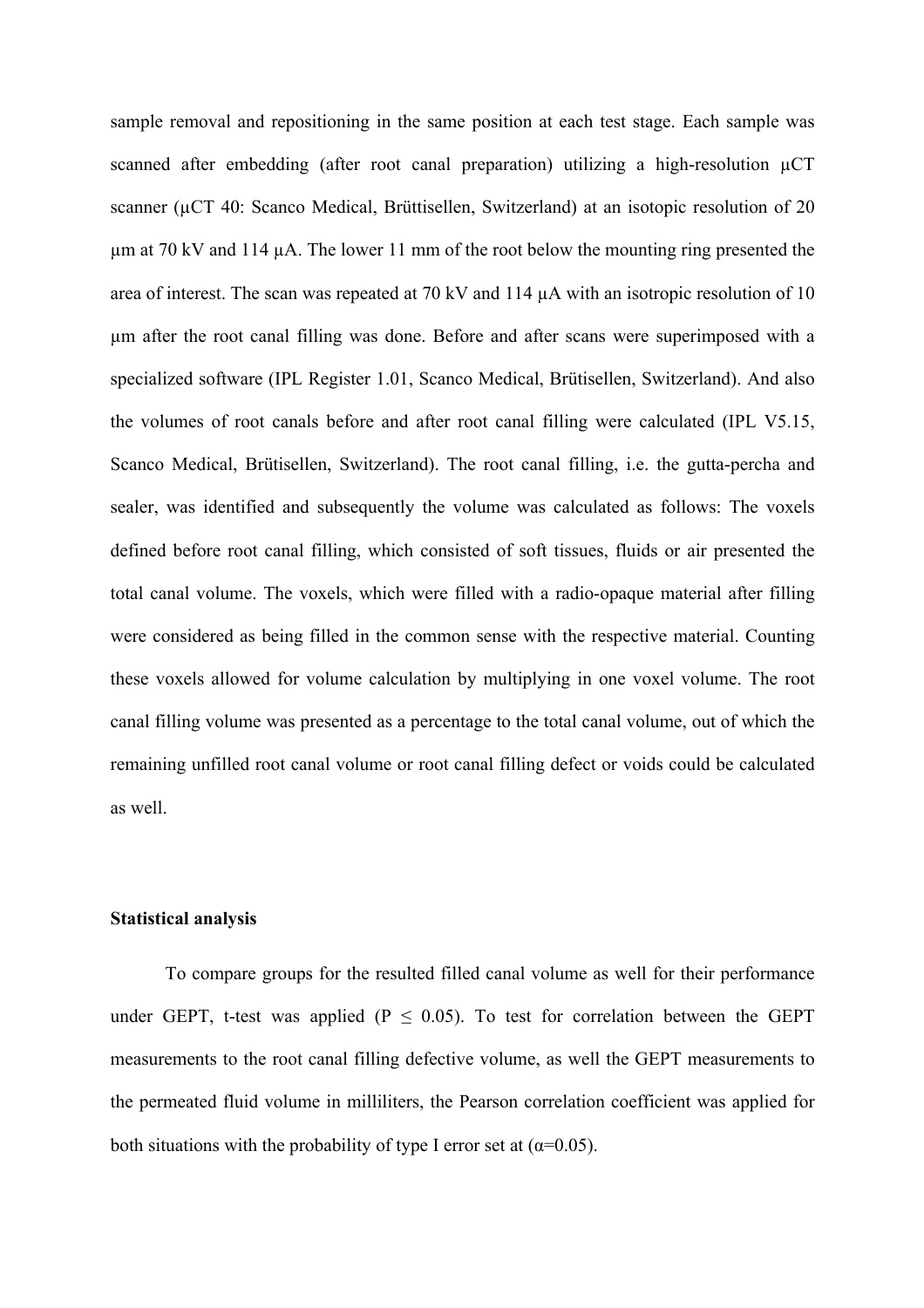sample removal and repositioning in the same position at each test stage. Each sample was scanned after embedding (after root canal preparation) utilizing a high-resolution µCT scanner (µCT 40: Scanco Medical, Brüttisellen, Switzerland) at an isotopic resolution of 20 µm at 70 kV and 114 µA. The lower 11 mm of the root below the mounting ring presented the area of interest. The scan was repeated at 70 kV and 114 µA with an isotropic resolution of 10 µm after the root canal filling was done. Before and after scans were superimposed with a specialized software (IPL Register 1.01, Scanco Medical, Brütisellen, Switzerland). And also the volumes of root canals before and after root canal filling were calculated (IPL V5.15, Scanco Medical, Brütisellen, Switzerland). The root canal filling, i.e. the gutta-percha and sealer, was identified and subsequently the volume was calculated as follows: The voxels defined before root canal filling, which consisted of soft tissues, fluids or air presented the total canal volume. The voxels, which were filled with a radio-opaque material after filling were considered as being filled in the common sense with the respective material. Counting these voxels allowed for volume calculation by multiplying in one voxel volume. The root canal filling volume was presented as a percentage to the total canal volume, out of which the remaining unfilled root canal volume or root canal filling defect or voids could be calculated as well.

**Statistical analysis**

To compare groups for the resulted filled canal volume as well for their performance under GEPT, t-test was applied ($P \leq 0.05$). To test for correlation between the GEPT measurements to the root canal filling defective volume, as well the GEPT measurements to the permeated fluid volume in milliliters, the Pearson correlation coefficient was applied for both situations with the probability of type I error set at ($\alpha$=0.05).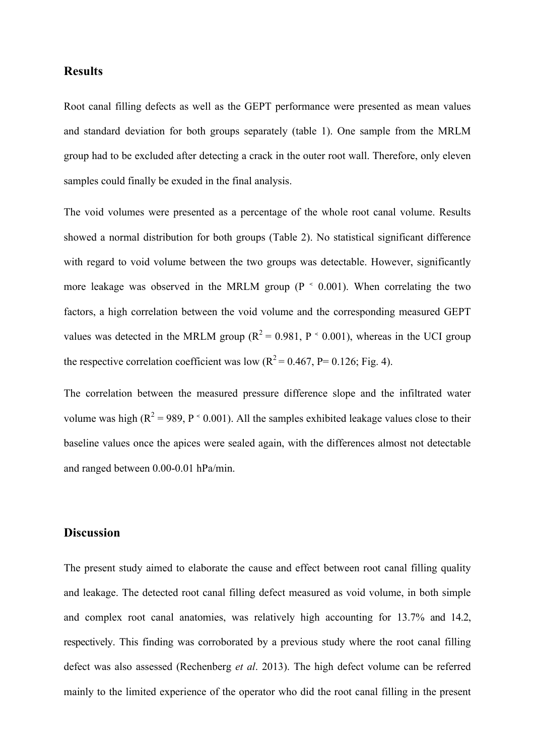## Results

Root canal filling defects as well as the GEPT performance were presented as mean values and standard deviation for both groups separately (table 1). One sample from the MRLM group had to be excluded after detecting a crack in the outer root wall. Therefore, only eleven samples could finally be exuded in the final analysis.

The void volumes were presented as a percentage of the whole root canal volume. Results showed a normal distribution for both groups (Table 2). No statistical significant difference with regard to void volume between the two groups was detectable. However, significantly more leakage was observed in the MRLM group ($P < 0.001$). When correlating the two factors, a high correlation between the void volume and the corresponding measured GEPT values was detected in the MRLM group ($R^2 = 0.981$, $P < 0.001$), whereas in the UCI group the respective correlation coefficient was low ($R^2 = 0.467$, $P = 0.126$; Fig. 4).

The correlation between the measured pressure difference slope and the infiltrated water volume was high ($R^2 = 989$, $P < 0.001$). All the samples exhibited leakage values close to their baseline values once the apices were sealed again, with the differences almost not detectable and ranged between 0.00-0.01 hPa/min.

## Discussion

The present study aimed to elaborate the cause and effect between root canal filling quality and leakage. The detected root canal filling defect measured as void volume, in both simple and complex root canal anatomies, was relatively high accounting for 13.7% and 14.2, respectively. This finding was corroborated by a previous study where the root canal filling defect was also assessed (Rechenberg *et al*. 2013). The high defect volume can be referred mainly to the limited experience of the operator who did the root canal filling in the present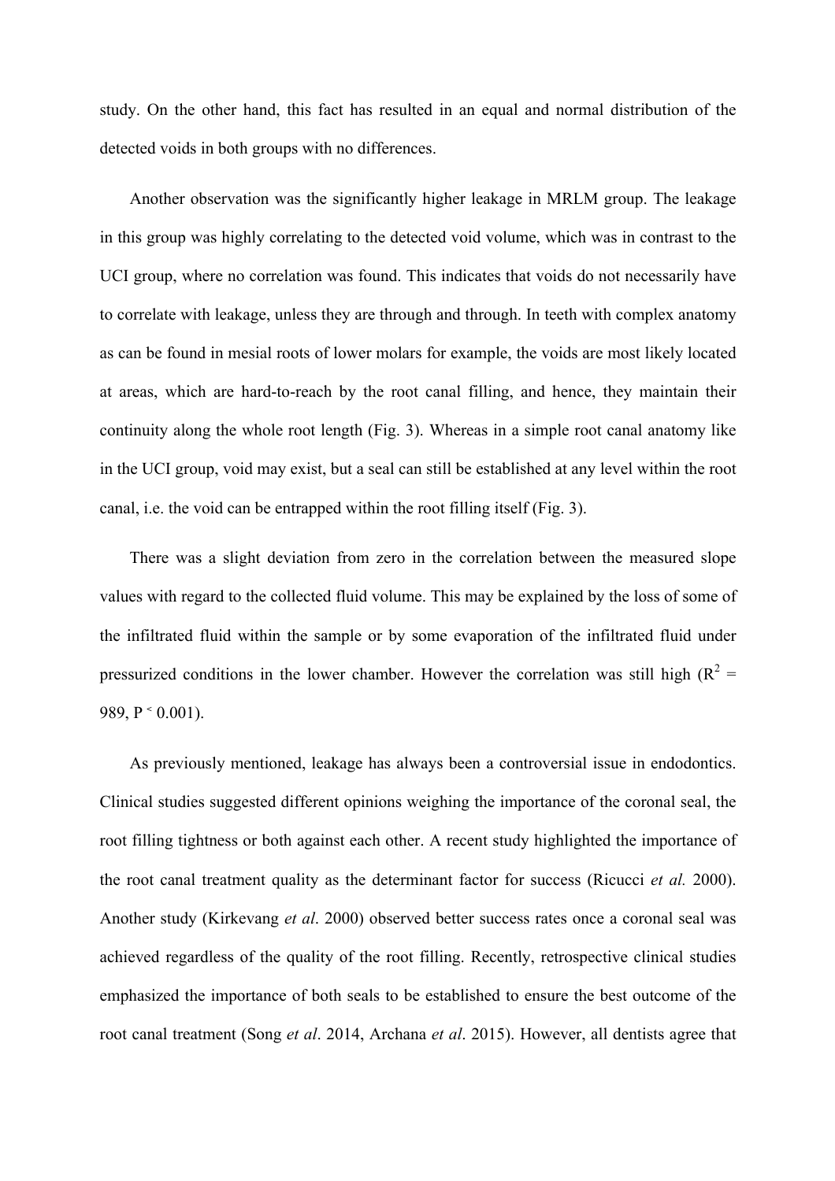study. On the other hand, this fact has resulted in an equal and normal distribution of the detected voids in both groups with no differences.

Another observation was the significantly higher leakage in MRLM group. The leakage in this group was highly correlating to the detected void volume, which was in contrast to the UCI group, where no correlation was found. This indicates that voids do not necessarily have to correlate with leakage, unless they are through and through. In teeth with complex anatomy as can be found in mesial roots of lower molars for example, the voids are most likely located at areas, which are hard-to-reach by the root canal filling, and hence, they maintain their continuity along the whole root length (Fig. 3). Whereas in a simple root canal anatomy like in the UCI group, void may exist, but a seal can still be established at any level within the root canal, i.e. the void can be entrapped within the root filling itself (Fig. 3).

There was a slight deviation from zero in the correlation between the measured slope values with regard to the collected fluid volume. This may be explained by the loss of some of the infiltrated fluid within the sample or by some evaporation of the infiltrated fluid under pressurized conditions in the lower chamber. However the correlation was still high ($R^2$ = 989, $P < 0.001$).

As previously mentioned, leakage has always been a controversial issue in endodontics. Clinical studies suggested different opinions weighing the importance of the coronal seal, the root filling tightness or both against each other. A recent study highlighted the importance of the root canal treatment quality as the determinant factor for success (Ricucci *et al.* 2000). Another study (Kirkevang *et al*. 2000) observed better success rates once a coronal seal was achieved regardless of the quality of the root filling. Recently, retrospective clinical studies emphasized the importance of both seals to be established to ensure the best outcome of the root canal treatment (Song *et al*. 2014, Archana *et al*. 2015). However, all dentists agree that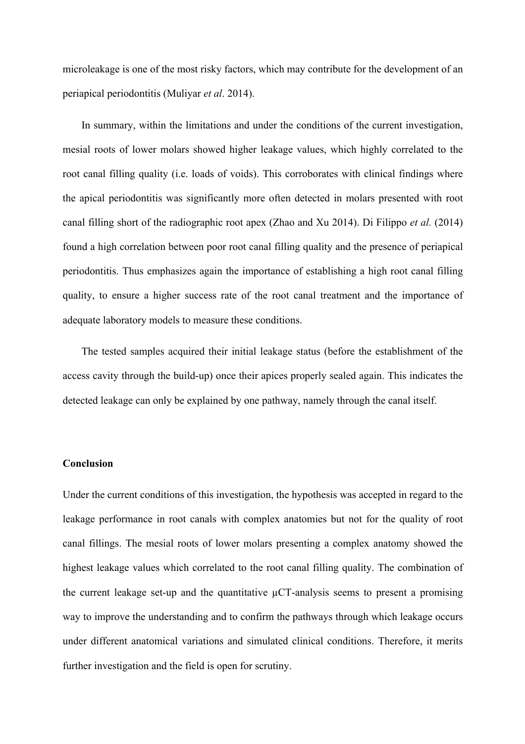microleakage is one of the most risky factors, which may contribute for the development of an periapical periodontitis (Muliyar *et al*. 2014).

In summary, within the limitations and under the conditions of the current investigation, mesial roots of lower molars showed higher leakage values, which highly correlated to the root canal filling quality (i.e. loads of voids). This corroborates with clinical findings where the apical periodontitis was significantly more often detected in molars presented with root canal filling short of the radiographic root apex (Zhao and Xu 2014). Di Filippo *et al.* (2014) found a high correlation between poor root canal filling quality and the presence of periapical periodontitis. Thus emphasizes again the importance of establishing a high root canal filling quality, to ensure a higher success rate of the root canal treatment and the importance of adequate laboratory models to measure these conditions.

The tested samples acquired their initial leakage status (before the establishment of the access cavity through the build-up) once their apices properly sealed again. This indicates the detected leakage can only be explained by one pathway, namely through the canal itself.

**Conclusion**

Under the current conditions of this investigation, the hypothesis was accepted in regard to the leakage performance in root canals with complex anatomies but not for the quality of root canal fillings. The mesial roots of lower molars presenting a complex anatomy showed the highest leakage values which correlated to the root canal filling quality. The combination of the current leakage set-up and the quantitative µCT-analysis seems to present a promising way to improve the understanding and to confirm the pathways through which leakage occurs under different anatomical variations and simulated clinical conditions. Therefore, it merits further investigation and the field is open for scrutiny.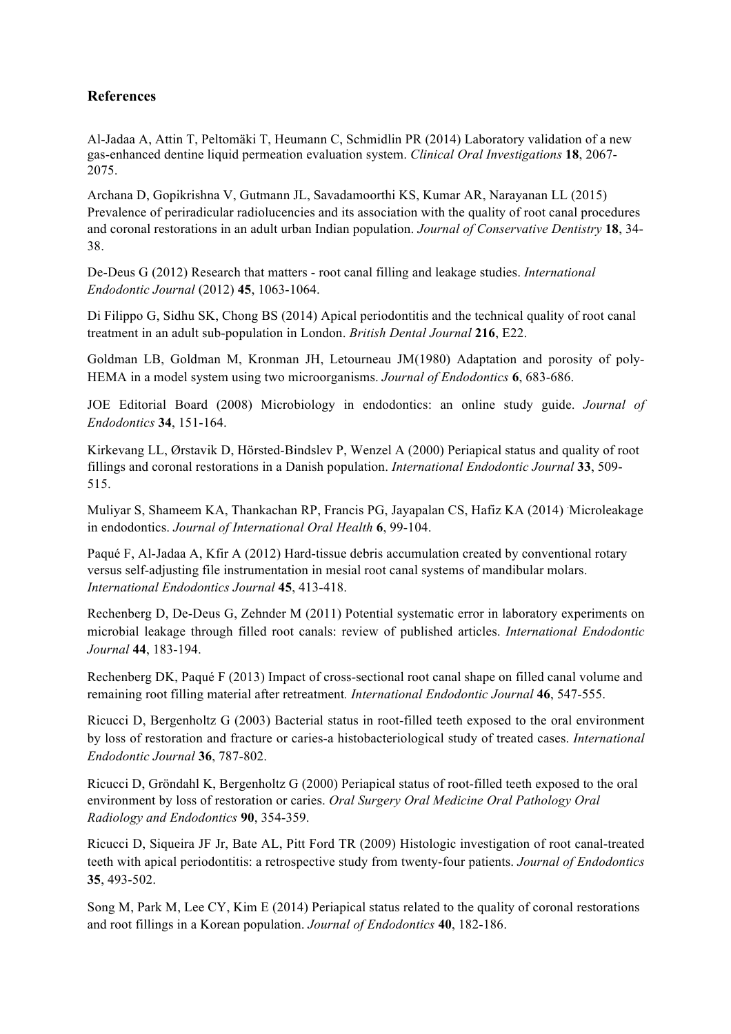## References

Al-Jadaa A, Attin T, Peltomäki T, Heumann C, Schmidlin PR (2014) Laboratory validation of a new gas-enhanced dentine liquid permeation evaluation system. *Clinical Oral Investigations* **18**, 2067-2075.

Archana D, Gopikrishna V, Gutmann JL, Savadamoorthi KS, Kumar AR, Narayanan LL (2015) Prevalence of periradicular radiolucencies and its association with the quality of root canal procedures and coronal restorations in an adult urban Indian population. *Journal of Conservative Dentistry* **18**, 34-38.

De-Deus G (2012) Research that matters - root canal filling and leakage studies. *International Endodontic Journal* (2012) **45**, 1063-1064.

Di Filippo G, Sidhu SK, Chong BS (2014) Apical periodontitis and the technical quality of root canal treatment in an adult sub-population in London. *British Dental Journal* **216**, E22.

Goldman LB, Goldman M, Kronman JH, Letourneau JM(1980) Adaptation and porosity of poly-HEMA in a model system using two microorganisms. *Journal of Endodontics* **6**, 683-686.

JOE Editorial Board (2008) Microbiology in endodontics: an online study guide. *Journal of Endodontics* **34**, 151-164.

Kirkevang LL, Ørstavik D, Hörsted-Bindslev P, Wenzel A (2000) Periapical status and quality of root fillings and coronal restorations in a Danish population. *International Endodontic Journal* **33**, 509-515.

Muliyar S, Shameem KA, Thankachan RP, Francis PG, Jayapalan CS, Hafiz KA (2014) Microleakage in endodontics. *Journal of International Oral Health* **6**, 99-104.

Paqué F, Al-Jadaa A, Kfir A (2012) Hard-tissue debris accumulation created by conventional rotary versus self-adjusting file instrumentation in mesial root canal systems of mandibular molars. *International Endodontics Journal* **45**, 413-418.

Rechenberg D, De-Deus G, Zehnder M (2011) Potential systematic error in laboratory experiments on microbial leakage through filled root canals: review of published articles. *International Endodontic Journal* **44**, 183-194.

Rechenberg DK, Paqué F (2013) Impact of cross-sectional root canal shape on filled canal volume and remaining root filling material after retreatment*. International Endodontic Journal* **46**, 547-555.

Ricucci D, Bergenholtz G (2003) Bacterial status in root-filled teeth exposed to the oral environment by loss of restoration and fracture or caries-a histobacteriological study of treated cases. *International Endodontic Journal* **36**, 787-802.

Ricucci D, Gröndahl K, Bergenholtz G (2000) Periapical status of root-filled teeth exposed to the oral environment by loss of restoration or caries. *Oral Surgery Oral Medicine Oral Pathology Oral Radiology and Endodontics* **90**, 354-359.

Ricucci D, Siqueira JF Jr, Bate AL, Pitt Ford TR (2009) Histologic investigation of root canal-treated teeth with apical periodontitis: a retrospective study from twenty-four patients. *Journal of Endodontics* **35**, 493-502.

Song M, Park M, Lee CY, Kim E (2014) Periapical status related to the quality of coronal restorations and root fillings in a Korean population. *Journal of Endodontics* **40**, 182-186.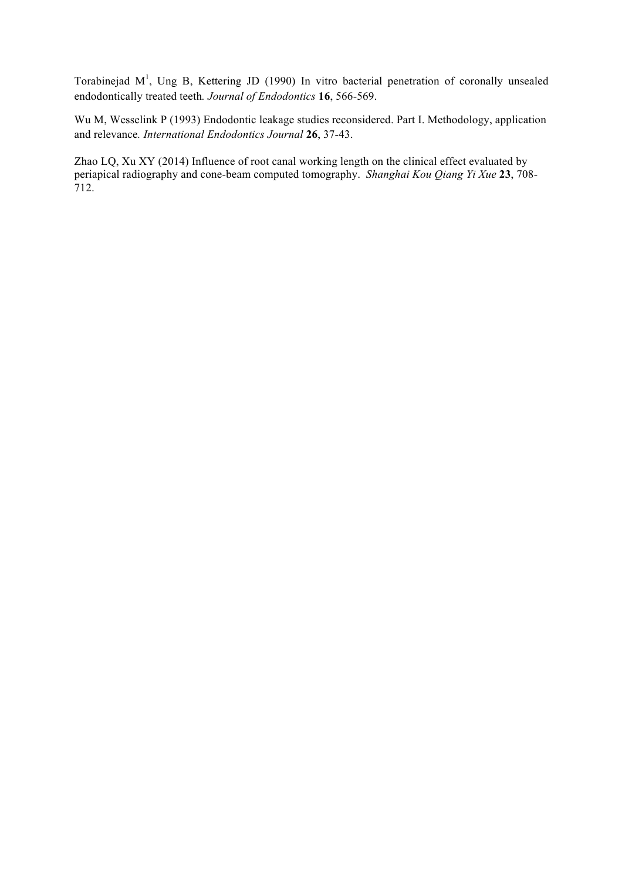Torabinejad M[1], Ung B, Kettering JD (1990) In vitro bacterial penetration of coronally unsealed endodontically treated teeth*. Journal of Endodontics* **16**, 566-569.

Wu M, Wesselink P (1993) Endodontic leakage studies reconsidered. Part I. Methodology, application and relevance*. International Endodontics Journal* **26**, 37-43.

Zhao LQ, Xu XY (2014) Influence of root canal working length on the clinical effect evaluated by periapical radiography and cone-beam computed tomography. *Shanghai Kou Qiang Yi Xue* **23**, 708-712.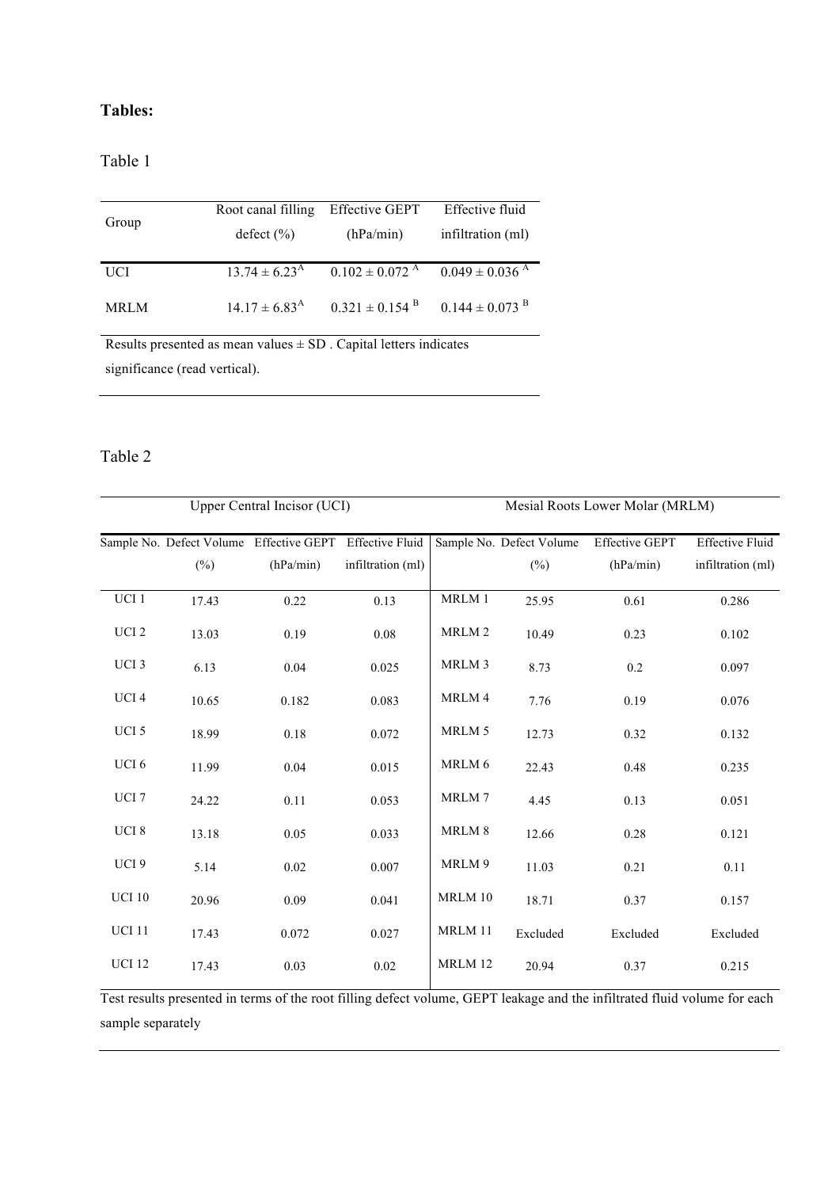**Tables:**

Table 1

| Group | Root canal filling defect (%) | Effective GEPT (hPa/min) | Effective fluid infiltration (ml) |
|---|---|---|---|
| UCI | $13.74 \pm 6.23^{A}$ | $0.102 \pm 0.072^{A}$ | $0.049 \pm 0.036^{A}$ |
| MRLM | $14.17 \pm 6.83^{A}$ | $0.321 \pm 0.154^{B}$ | $0.144 \pm 0.073^{B}$ |

Results presented as mean values ± SD . Capital letters indicates significance (read vertical).

Table 2

| Upper Central Incisor (UCI) | | | | Mesial Roots Lower Molar (MRLM) | | | |
|---|---|---|---|---|---|---|---|
| Sample No. | Defect Volume (%) | Effective GEPT (hPa/min) | Effective Fluid infiltration (ml) | Sample No. | Defect Volume (%) | Effective GEPT (hPa/min) | Effective Fluid infiltration (ml) |
| UCI 1 | 17.43 | 0.22 | 0.13 | MRLM 1 | 25.95 | 0.61 | 0.286 |
| UCI 2 | 13.03 | 0.19 | 0.08 | MRLM 2 | 10.49 | 0.23 | 0.102 |
| UCI 3 | 6.13 | 0.04 | 0.025 | MRLM 3 | 8.73 | 0.2 | 0.097 |
| UCI 4 | 10.65 | 0.182 | 0.083 | MRLM 4 | 7.76 | 0.19 | 0.076 |
| UCI 5 | 18.99 | 0.18 | 0.072 | MRLM 5 | 12.73 | 0.32 | 0.132 |
| UCI 6 | 11.99 | 0.04 | 0.015 | MRLM 6 | 22.43 | 0.48 | 0.235 |
| UCI 7 | 24.22 | 0.11 | 0.053 | MRLM 7 | 4.45 | 0.13 | 0.051 |
| UCI 8 | 13.18 | 0.05 | 0.033 | MRLM 8 | 12.66 | 0.28 | 0.121 |
| UCI 9 | 5.14 | 0.02 | 0.007 | MRLM 9 | 11.03 | 0.21 | 0.11 |
| UCI 10 | 20.96 | 0.09 | 0.041 | MRLM 10 | 18.71 | 0.37 | 0.157 |
| UCI 11 | 17.43 | 0.072 | 0.027 | MRLM 11 | Excluded | Excluded | Excluded |
| UCI 12 | 17.43 | 0.03 | 0.02 | MRLM 12 | 20.94 | 0.37 | 0.215 |

Test results presented in terms of the root filling defect volume, GEPT leakage and the infiltrated fluid volume for each sample separately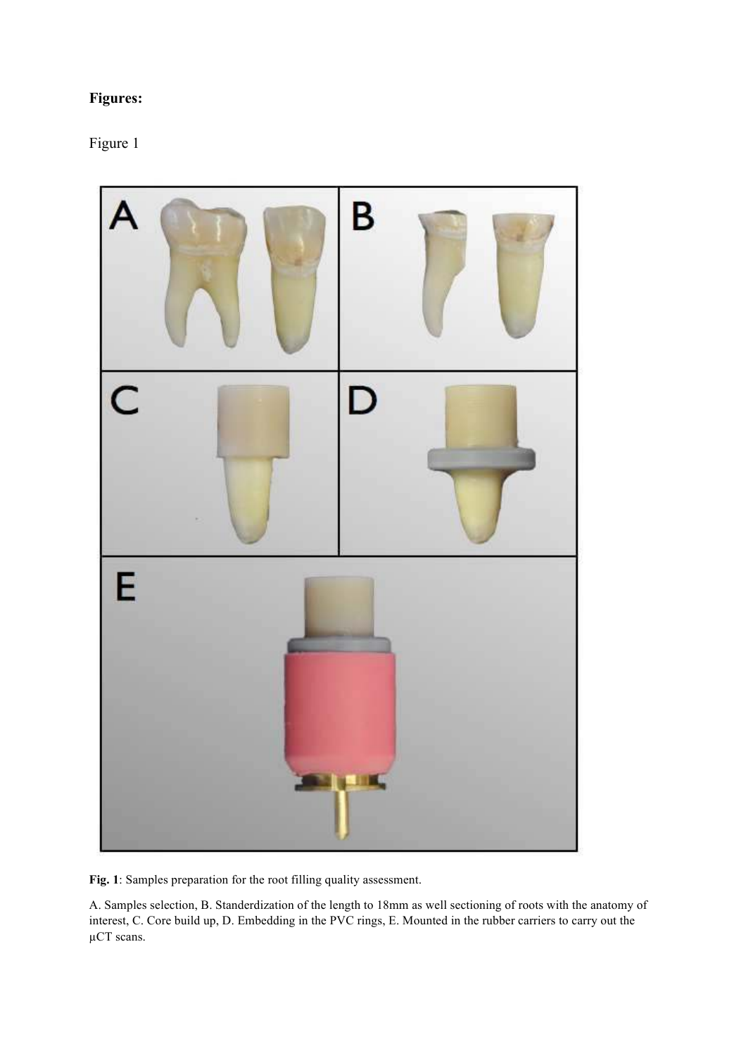**Figures:**

Figure 1

**Fig. 1**: Samples preparation for the root filling quality assessment.

A. Samples selection, B. Standerdization of the length to 18mm as well sectioning of roots with the anatomy of interest, C. Core build up, D. Embedding in the PVC rings, E. Mounted in the rubber carriers to carry out the µCT scans.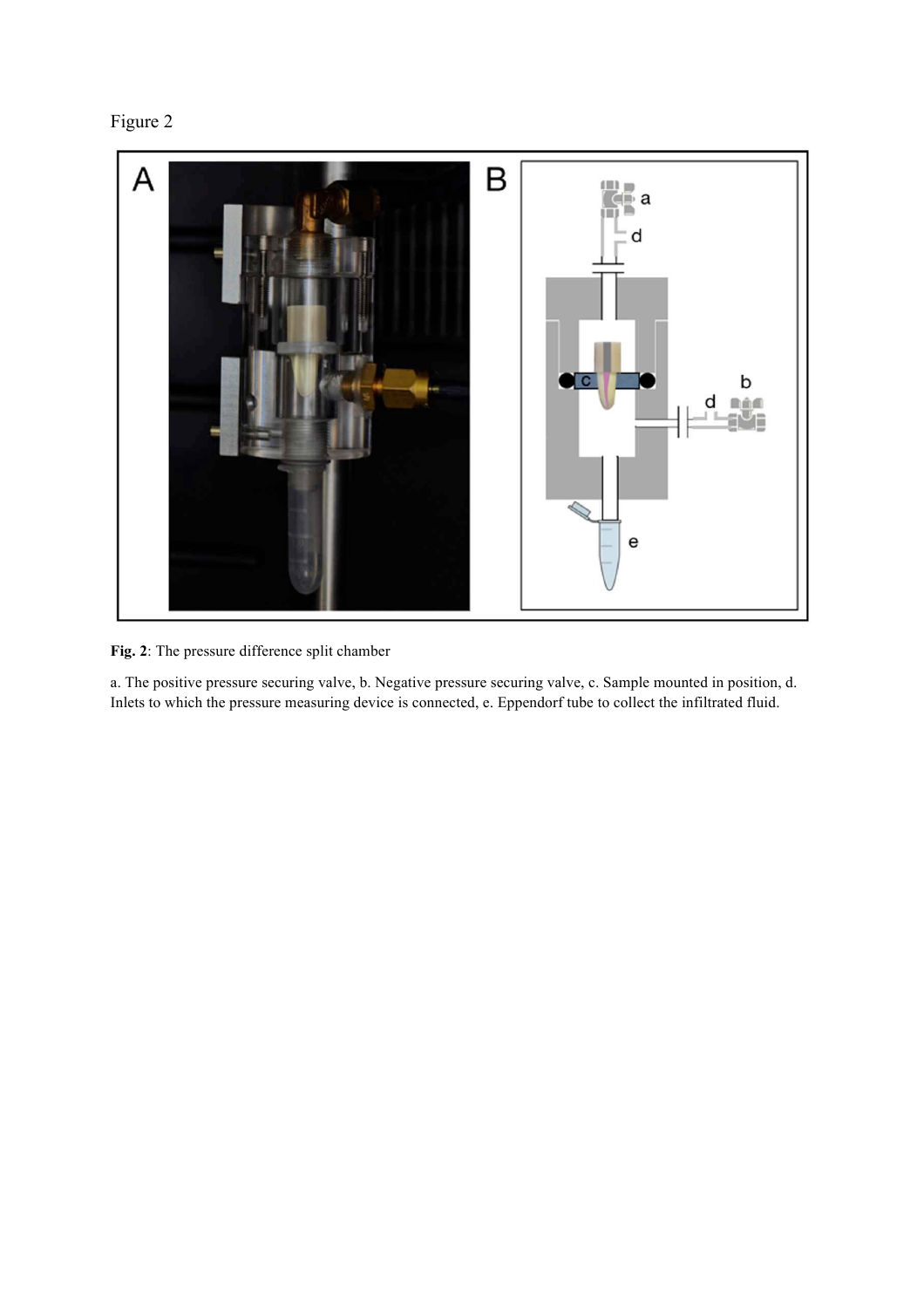Figure 2

**Fig. 2**: The pressure difference split chamber

a. The positive pressure securing valve, b. Negative pressure securing valve, c. Sample mounted in position, d. Inlets to which the pressure measuring device is connected, e. Eppendorf tube to collect the infiltrated fluid.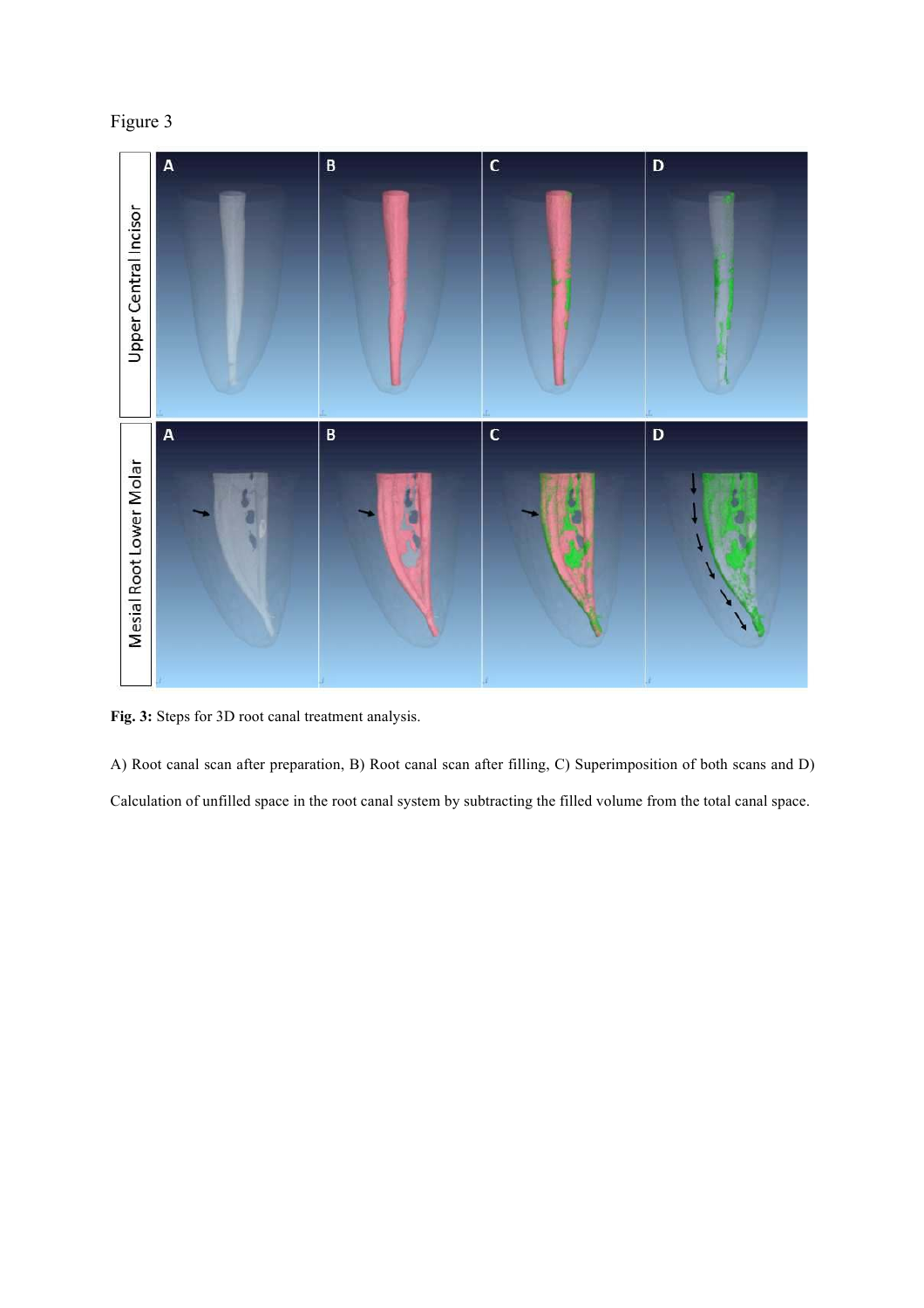Figure 3

**Fig. 3:** Steps for 3D root canal treatment analysis.

A) Root canal scan after preparation, B) Root canal scan after filling, C) Superimposition of both scans and D) Calculation of unfilled space in the root canal system by subtracting the filled volume from the total canal space.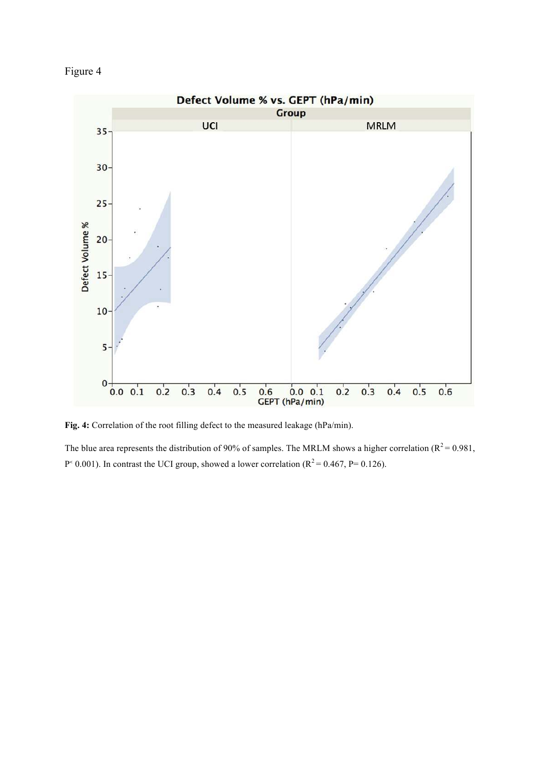Figure 4

Defect Volume % vs. GEPT (hPa/min)

Group

UCI

MRLM

Defect Volume %

0
5
10
15
20
25
30
35

0.0 0.1 0.2 0.3 0.4 0.5 0.6 0.0 0.1 0.2 0.3 0.4 0.5 0.6

GEPT (hPa/min)

**Fig. 4:** Correlation of the root filling defect to the measured leakage (hPa/min).

The blue area represents the distribution of 90% of samples. The MRLM shows a higher correlation ($R^2 = 0.981$, $P < 0.001$). In contrast the UCI group, showed a lower correlation ($R^2 = 0.467$, $P = 0.126$).